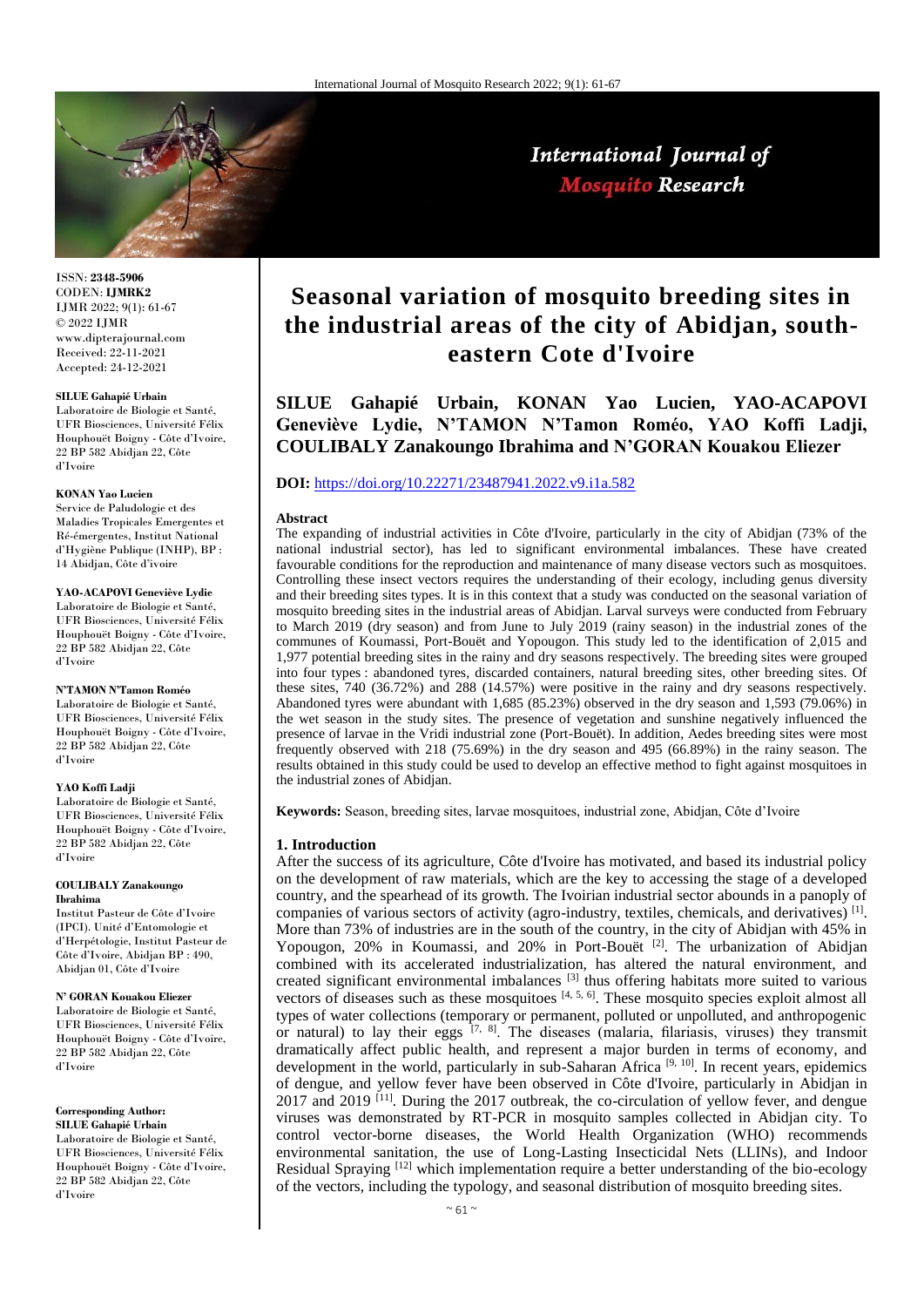ISSN: **2348-5906**
CODEN: **IJMRK2**
IJMR 2022; 9(1): 61-67
© 2022 IJMR
www.dipterajournal.com
Received: 22-11-2021
Accepted: 24-12-2021

**SILUE Gahapié Urbain**
Laboratoire de Biologie et Santé, UFR Biosciences, Université Félix Houphouët Boigny - Côte d'Ivoire, 22 BP 582 Abidjan 22, Côte d'Ivoire

**KONAN Yao Lucien**
Service de Paludologie et des Maladies Tropicales Emergentes et Ré-émergentes, Institut National d'Hygiène Publique (INHP), BP : 14 Abidjan, Côte d'ivoire

**YAO-ACAPOVI Geneviève Lydie**
Laboratoire de Biologie et Santé, UFR Biosciences, Université Félix Houphouët Boigny - Côte d'Ivoire, 22 BP 582 Abidjan 22, Côte d'Ivoire

**N'TAMON N'Tamon Roméo**
Laboratoire de Biologie et Santé, UFR Biosciences, Université Félix Houphouët Boigny - Côte d'Ivoire, 22 BP 582 Abidjan 22, Côte d'Ivoire

**YAO Koffi Ladji**
Laboratoire de Biologie et Santé, UFR Biosciences, Université Félix Houphouët Boigny - Côte d'Ivoire, 22 BP 582 Abidjan 22, Côte d'Ivoire

**COULIBALY Zanakoungo Ibrahima**
Institut Pasteur de Côte d'Ivoire (IPCI). Unité d'Entomologie et d'Herpétologie, Institut Pasteur de Côte d'Ivoire, Abidjan BP : 490, Abidjan 01, Côte d'Ivoire

**N' GORAN Kouakou Eliezer**
Laboratoire de Biologie et Santé, UFR Biosciences, Université Félix Houphouët Boigny - Côte d'Ivoire, 22 BP 582 Abidjan 22, Côte d'Ivoire

**Corresponding Author:**
**SILUE Gahapié Urbain**
Laboratoire de Biologie et Santé, UFR Biosciences, Université Félix Houphouët Boigny - Côte d'Ivoire, 22 BP 582 Abidjan 22, Côte d'Ivoire

# Seasonal variation of mosquito breeding sites in the industrial areas of the city of Abidjan, south-eastern Cote d'Ivoire

**SILUE Gahapié Urbain, KONAN Yao Lucien, YAO-ACAPOVI Geneviève Lydie, N'TAMON N'Tamon Roméo, YAO Koffi Ladji, COULIBALY Zanakoungo Ibrahima and N'GORAN Kouakou Eliezer**

**DOI:** https://doi.org/10.22271/23487941.2022.v9.i1a.582

## Abstract

The expanding of industrial activities in Côte d'Ivoire, particularly in the city of Abidjan (73% of the national industrial sector), has led to significant environmental imbalances. These have created favourable conditions for the reproduction and maintenance of many disease vectors such as mosquitoes. Controlling these insect vectors requires the understanding of their ecology, including genus diversity and their breeding sites types. It is in this context that a study was conducted on the seasonal variation of mosquito breeding sites in the industrial areas of Abidjan. Larval surveys were conducted from February to March 2019 (dry season) and from June to July 2019 (rainy season) in the industrial zones of the communes of Koumassi, Port-Bouët and Yopougon. This study led to the identification of 2,015 and 1,977 potential breeding sites in the rainy and dry seasons respectively. The breeding sites were grouped into four types : abandoned tyres, discarded containers, natural breeding sites, other breeding sites. Of these sites, 740 (36.72%) and 288 (14.57%) were positive in the rainy and dry seasons respectively. Abandoned tyres were abundant with 1,685 (85.23%) observed in the dry season and 1,593 (79.06%) in the wet season in the study sites. The presence of vegetation and sunshine negatively influenced the presence of larvae in the Vridi industrial zone (Port-Bouët). In addition, Aedes breeding sites were most frequently observed with 218 (75.69%) in the dry season and 495 (66.89%) in the rainy season. The results obtained in this study could be used to develop an effective method to fight against mosquitoes in the industrial zones of Abidjan.

**Keywords:** Season, breeding sites, larvae mosquitoes, industrial zone, Abidjan, Côte d'Ivoire

## 1. Introduction

After the success of its agriculture, Côte d'Ivoire has motivated, and based its industrial policy on the development of raw materials, which are the key to accessing the stage of a developed country, and the spearhead of its growth. The Ivoirian industrial sector abounds in a panoply of companies of various sectors of activity (agro-industry, textiles, chemicals, and derivatives) [1]. More than 73% of industries are in the south of the country, in the city of Abidjan with 45% in Yopougon, 20% in Koumassi, and 20% in Port-Bouët [2]. The urbanization of Abidjan combined with its accelerated industrialization, has altered the natural environment, and created significant environmental imbalances [3] thus offering habitats more suited to various vectors of diseases such as these mosquitoes [4, 5, 6]. These mosquito species exploit almost all types of water collections (temporary or permanent, polluted or unpolluted, and anthropogenic or natural) to lay their eggs [7, 8]. The diseases (malaria, filariasis, viruses) they transmit dramatically affect public health, and represent a major burden in terms of economy, and development in the world, particularly in sub-Saharan Africa [9, 10]. In recent years, epidemics of dengue, and yellow fever have been observed in Côte d'Ivoire, particularly in Abidjan in 2017 and 2019 [11]. During the 2017 outbreak, the co-circulation of yellow fever, and dengue viruses was demonstrated by RT-PCR in mosquito samples collected in Abidjan city. To control vector-borne diseases, the World Health Organization (WHO) recommends environmental sanitation, the use of Long-Lasting Insecticidal Nets (LLINs), and Indoor Residual Spraying [12] which implementation require a better understanding of the bio-ecology of the vectors, including the typology, and seasonal distribution of mosquito breeding sites.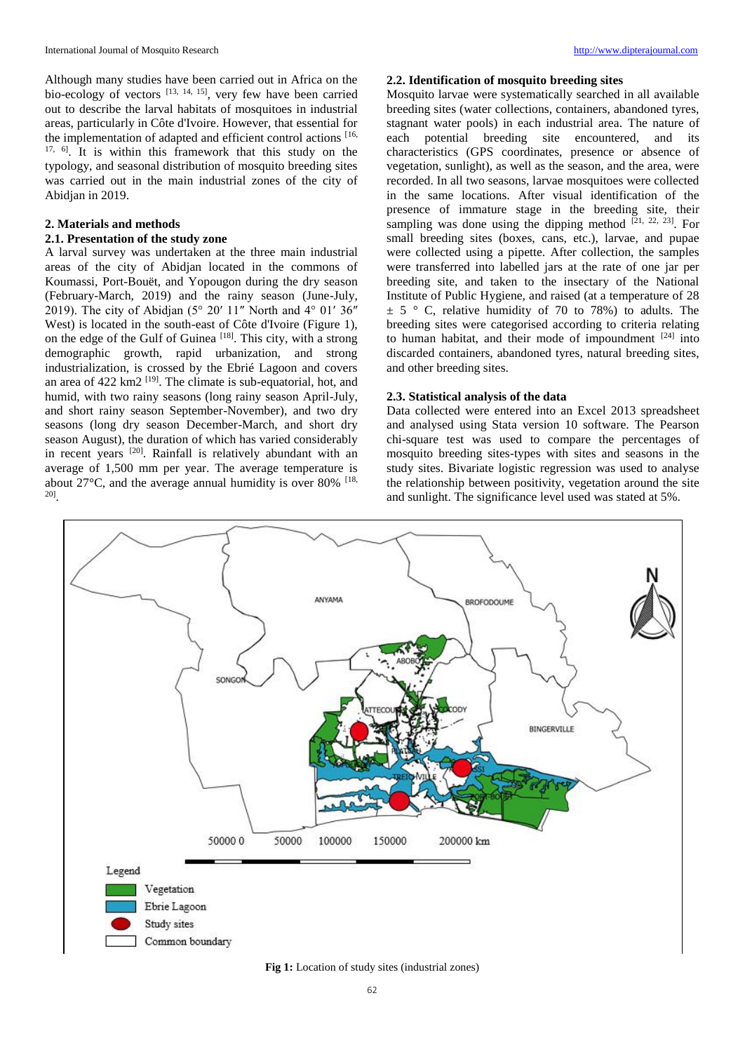Although many studies have been carried out in Africa on the bio-ecology of vectors [13, 14, 15], very few have been carried out to describe the larval habitats of mosquitoes in industrial areas, particularly in Côte d'Ivoire. However, that essential for the implementation of adapted and efficient control actions [16, 17, 6]. It is within this framework that this study on the typology, and seasonal distribution of mosquito breeding sites was carried out in the main industrial zones of the city of Abidjan in 2019.

## 2. Materials and methods

### 2.1. Presentation of the study zone

A larval survey was undertaken at the three main industrial areas of the city of Abidjan located in the commons of Koumassi, Port-Bouët, and Yopougon during the dry season (February-March, 2019) and the rainy season (June-July, 2019). The city of Abidjan (5° 20′ 11″ North and 4° 01′ 36″ West) is located in the south-east of Côte d'Ivoire (Figure 1), on the edge of the Gulf of Guinea [18]. This city, with a strong demographic growth, rapid urbanization, and strong industrialization, is crossed by the Ebrié Lagoon and covers an area of 422 km2 [19]. The climate is sub-equatorial, hot, and humid, with two rainy seasons (long rainy season April-July, and short rainy season September-November), and two dry seasons (long dry season December-March, and short dry season August), the duration of which has varied considerably in recent years [20]. Rainfall is relatively abundant with an average of 1,500 mm per year. The average temperature is about 27°C, and the average annual humidity is over 80% [18, 20].

### 2.2. Identification of mosquito breeding sites

Mosquito larvae were systematically searched in all available breeding sites (water collections, containers, abandoned tyres, stagnant water pools) in each industrial area. The nature of each potential breeding site encountered, and its characteristics (GPS coordinates, presence or absence of vegetation, sunlight), as well as the season, and the area, were recorded. In all two seasons, larvae mosquitoes were collected in the same locations. After visual identification of the presence of immature stage in the breeding site, their sampling was done using the dipping method [21, 22, 23]. For small breeding sites (boxes, cans, etc.), larvae, and pupae were collected using a pipette. After collection, the samples were transferred into labelled jars at the rate of one jar per breeding site, and taken to the insectary of the National Institute of Public Hygiene, and raised (at a temperature of 28 ± 5 ° C, relative humidity of 70 to 78%) to adults. The breeding sites were categorised according to criteria relating to human habitat, and their mode of impoundment [24] into discarded containers, abandoned tyres, natural breeding sites, and other breeding sites.

### 2.3. Statistical analysis of the data

Data collected were entered into an Excel 2013 spreadsheet and analysed using Stata version 10 software. The Pearson chi-square test was used to compare the percentages of mosquito breeding sites-types with sites and seasons in the study sites. Bivariate logistic regression was used to analyse the relationship between positivity, vegetation around the site and sunlight. The significance level used was stated at 5%.

**Fig 1:** Location of study sites (industrial zones)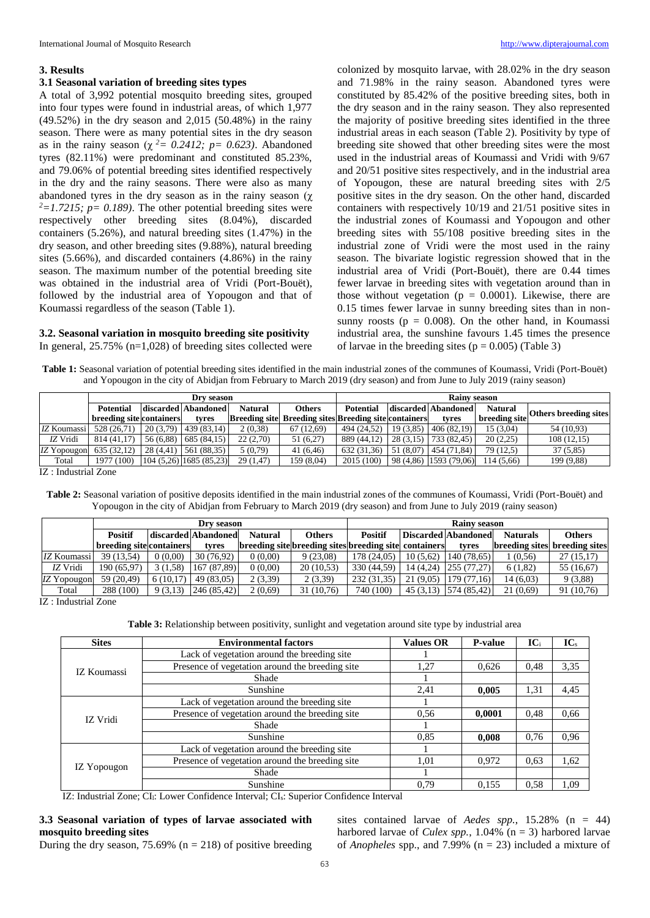## 3. Results

### 3.1 Seasonal variation of breeding sites types

A total of 3,992 potential mosquito breeding sites, grouped into four types were found in industrial areas, of which 1,977 (49.52%) in the dry season and 2,015 (50.48%) in the rainy season. There were as many potential sites in the dry season as in the rainy season (*$\chi^2 = 0.2412$; $p= 0.623$*). Abandoned tyres (82.11%) were predominant and constituted 85.23%, and 79.06% of potential breeding sites identified respectively in the dry and the rainy seasons. There were also as many abandoned tyres in the dry season as in the rainy season (*$\chi^2=1.7215$; $p= 0.189$*). The other potential breeding sites were respectively other breeding sites (8.04%), discarded containers (5.26%), and natural breeding sites (1.47%) in the dry season, and other breeding sites (9.88%), natural breeding sites (5.66%), and discarded containers (4.86%) in the rainy season. The maximum number of the potential breeding site was obtained in the industrial area of Vridi (Port-Bouët), followed by the industrial area of Yopougon and that of Koumassi regardless of the season (Table 1).

### 3.2. Seasonal variation in mosquito breeding site positivity

In general, 25.75% (n=1,028) of breeding sites collected were colonized by mosquito larvae, with 28.02% in the dry season and 71.98% in the rainy season. Abandoned tyres were constituted by 85.42% of the positive breeding sites, both in the dry season and in the rainy season. They also represented the majority of positive breeding sites identified in the three industrial areas in each season (Table 2). Positivity by type of breeding site showed that other breeding sites were the most used in the industrial areas of Koumassi and Vridi with 9/67 and 20/51 positive sites respectively, and in the industrial area of Yopougon, these are natural breeding sites with 2/5 positive sites in the dry season. On the other hand, discarded containers with respectively 10/19 and 21/51 positive sites in the industrial zones of Koumassi and Yopougon and other breeding sites with 55/108 positive breeding sites in the industrial zone of Vridi were the most used in the rainy season. The bivariate logistic regression showed that in the industrial area of Vridi (Port-Bouët), there are 0.44 times fewer larvae in breeding sites with vegetation around than in those without vegetation (p = 0.0001). Likewise, there are 0.15 times fewer larvae in sunny breeding sites than in non-sunny roosts (p = 0.008). On the other hand, in Koumassi industrial area, the sunshine favours 1.45 times the presence of larvae in the breeding sites (p = 0.005) (Table 3)

**Table 1:** Seasonal variation of potential breeding sites identified in the main industrial zones of the communes of Koumassi, Vridi (Port-Bouët) and Yopougon in the city of Abidjan from February to March 2019 (dry season) and from June to July 2019 (rainy season)

| | Dry season | | | | | Rainy season | | | | |
|---|---|---|---|---|---|---|---|---|---|---|
| | Potential breeding site | discarded containers | Abandoned tyres | Natural Breeding site | Others Breeding sites | Potential Breeding site | discarded containers | Abandoned tyres | Natural breeding site | Others breeding sites |
| *IZ* Koumassi | 528 (26,71) | 20 (3,79) | 439 (83,14) | 2 (0,38) | 67 (12,69) | 494 (24,52) | 19 (3,85) | 406 (82,19) | 15 (3,04) | 54 (10,93) |
| *IZ* Vridi | 814 (41,17) | 56 (6,88) | 685 (84,15) | 22 (2,70) | 51 (6,27) | 889 (44,12) | 28 (3,15) | 733 (82,45) | 20 (2,25) | 108 (12,15) |
| *IZ* Yopougon | 635 (32,12) | 28 (4,41) | 561 (88,35) | 5 (0,79) | 41 (6,46) | 632 (31,36) | 51 (8,07) | 454 (71,84) | 79 (12,5) | 37 (5,85) |
| Total | 1977 (100) | 104 (5,26) | 1685 (85,23) | 29 (1,47) | 159 (8,04) | 2015 (100) | 98 (4,86) | 1593 (79,06) | 114 (5,66) | 199 (9,88) |

IZ : Industrial Zone

**Table 2:** Seasonal variation of positive deposits identified in the main industrial zones of the communes of Koumassi, Vridi (Port-Bouët) and Yopougon in the city of Abidjan from February to March 2019 (dry season) and from June to July 2019 (rainy season)

| | Dry season | | | | | Rainy season | | | | |
|---|---|---|---|---|---|---|---|---|---|---|
| | Positif breeding site | discarded containers | Abandoned tyres | Natural breeding site | Others breeding sites | Positif breeding site | Discarded containers | Abandoned tyres | Naturals breeding sites | Others breeding sites |
| *IZ* Koumassi | 39 (13,54) | 0 (0,00) | 30 (76,92) | 0 (0,00) | 9 (23,08) | 178 (24,05) | 10 (5,62) | 140 (78,65) | 1 (0,56) | 27 (15,17) |
| *IZ* Vridi | 190 (65,97) | 3 (1,58) | 167 (87,89) | 0 (0,00) | 20 (10,53) | 330 (44,59) | 14 (4,24) | 255 (77,27) | 6 (1,82) | 55 (16,67) |
| *IZ* Yopougon | 59 (20,49) | 6 (10,17) | 49 (83,05) | 2 (3,39) | 2 (3,39) | 232 (31,35) | 21 (9,05) | 179 (77,16) | 14 (6,03) | 9 (3,88) |
| Total | 288 (100) | 9 (3,13) | 246 (85,42) | 2 (0,69) | 31 (10,76) | 740 (100) | 45 (3,13) | 574 (85,42) | 21 (0,69) | 91 (10,76) |

IZ : Industrial Zone

**Table 3:** Relationship between positivity, sunlight and vegetation around site type by industrial area

| Sites | Environmental factors | Values OR | P-value | $IC_i$ | $IC_s$ |
|---|---|---|---|---|---|
| IZ Koumassi | Lack of vegetation around the breeding site | 1 | | | |
| | Presence of vegetation around the breeding site | 1,27 | 0,626 | 0,48 | 3,35 |
| | Shade | 1 | | | |
| | Sunshine | 2,41 | **0,005** | 1,31 | 4,45 |
| IZ Vridi | Lack of vegetation around the breeding site | 1 | | | |
| | Presence of vegetation around the breeding site | 0,56 | **0,0001** | 0,48 | 0,66 |
| | Shade | 1 | | | |
| | Sunshine | 0,85 | **0,008** | 0,76 | 0,96 |
| IZ Yopougon | Lack of vegetation around the breeding site | 1 | | | |
| | Presence of vegetation around the breeding site | 1,01 | 0,972 | 0,63 | 1,62 |
| | Shade | 1 | | | |
| | Sunshine | 0,79 | 0,155 | 0,58 | 1,09 |

IZ: Industrial Zone; $CI_i$: Lower Confidence Interval; $CI_s$: Superior Confidence Interval

### 3.3 Seasonal variation of types of larvae associated with mosquito breeding sites

During the dry season, 75.69% (n = 218) of positive breeding sites contained larvae of *Aedes spp.*, 15.28% (n = 44) harbored larvae of *Culex spp.*, 1.04% (n = 3) harbored larvae of *Anopheles* spp., and 7.99% (n = 23) included a mixture of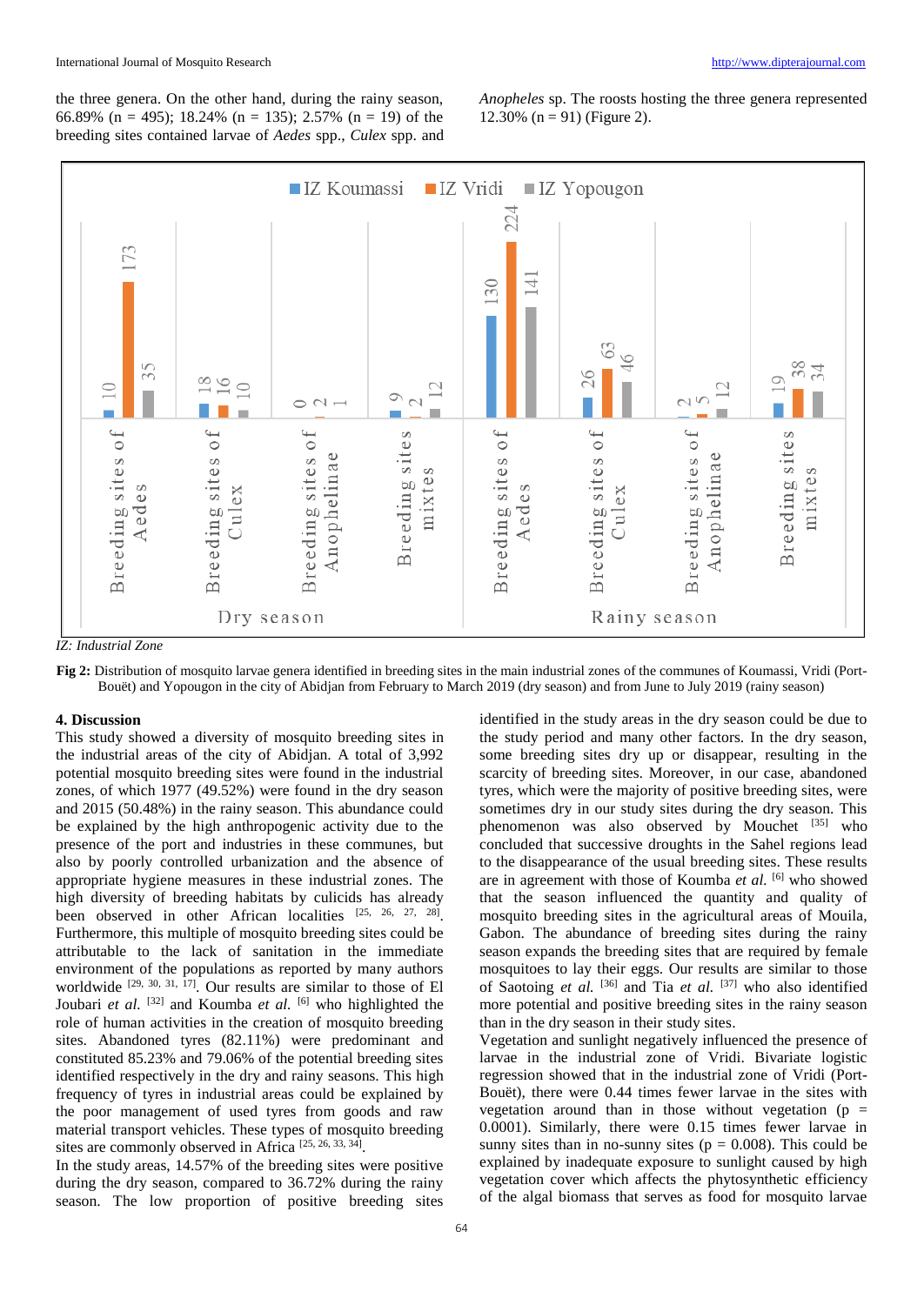the three genera. On the other hand, during the rainy season, 66.89% (n = 495); 18.24% (n = 135); 2.57% (n = 19) of the breeding sites contained larvae of *Aedes* spp., *Culex* spp. and *Anopheles* sp. The roosts hosting the three genera represented 12.30% (n = 91) (Figure 2).

| Season | Breeding sites | IZ Koumassi | IZ Vridi | IZ Yopougon |
|---|---|---|---|---|
| Dry season | Breeding sites of Aedes | 10 | 173 | 35 |
| | Breeding sites of Culex | 18 | 16 | 10 |
| | Breeding sites of Anophelinae | 0 | 2 | 1 |
| | Breeding sites mixtes | 9 | 2 | 12 |
| Rainy season | Breeding sites of Aedes | 130 | 224 | 141 |
| | Breeding sites of Culex | 26 | 63 | 46 |
| | Breeding sites of Anophelinae | 2 | 5 | 12 |
| | Breeding sites mixtes | 19 | 38 | 34 |

*IZ: Industrial Zone*

**Fig 2:** Distribution of mosquito larvae genera identified in breeding sites in the main industrial zones of the communes of Koumassi, Vridi (Port-Bouët) and Yopougon in the city of Abidjan from February to March 2019 (dry season) and from June to July 2019 (rainy season)

## 4. Discussion

This study showed a diversity of mosquito breeding sites in the industrial areas of the city of Abidjan. A total of 3,992 potential mosquito breeding sites were found in the industrial zones, of which 1977 (49.52%) were found in the dry season and 2015 (50.48%) in the rainy season. This abundance could be explained by the high anthropogenic activity due to the presence of the port and industries in these communes, but also by poorly controlled urbanization and the absence of appropriate hygiene measures in these industrial zones. The high diversity of breeding habitats by culicids has already been observed in other African localities [25, 26, 27, 28]. Furthermore, this multiple of mosquito breeding sites could be attributable to the lack of sanitation in the immediate environment of the populations as reported by many authors worldwide [29, 30, 31, 17]. Our results are similar to those of El Joubari *et al.* [32] and Koumba *et al.* [6] who highlighted the role of human activities in the creation of mosquito breeding sites. Abandoned tyres (82.11%) were predominant and constituted 85.23% and 79.06% of the potential breeding sites identified respectively in the dry and rainy seasons. This high frequency of tyres in industrial areas could be explained by the poor management of used tyres from goods and raw material transport vehicles. These types of mosquito breeding sites are commonly observed in Africa [25, 26, 33, 34].

In the study areas, 14.57% of the breeding sites were positive during the dry season, compared to 36.72% during the rainy season. The low proportion of positive breeding sites identified in the study areas in the dry season could be due to the study period and many other factors. In the dry season, some breeding sites dry up or disappear, resulting in the scarcity of breeding sites. Moreover, in our case, abandoned tyres, which were the majority of positive breeding sites, were sometimes dry in our study sites during the dry season. This phenomenon was also observed by Mouchet [35] who concluded that successive droughts in the Sahel regions lead to the disappearance of the usual breeding sites. These results are in agreement with those of Koumba *et al.* [6] who showed that the season influenced the quantity and quality of mosquito breeding sites in the agricultural areas of Mouila, Gabon. The abundance of breeding sites during the rainy season expands the breeding sites that are required by female mosquitoes to lay their eggs. Our results are similar to those of Saotoing *et al.* [36] and Tia *et al.* [37] who also identified more potential and positive breeding sites in the rainy season than in the dry season in their study sites.

Vegetation and sunlight negatively influenced the presence of larvae in the industrial zone of Vridi. Bivariate logistic regression showed that in the industrial zone of Vridi (Port-Bouët), there were 0.44 times fewer larvae in the sites with vegetation around than in those without vegetation ($p = 0.0001$). Similarly, there were 0.15 times fewer larvae in sunny sites than in no-sunny sites ($p = 0.008$). This could be explained by inadequate exposure to sunlight caused by high vegetation cover which affects the phytosynthetic efficiency of the algal biomass that serves as food for mosquito larvae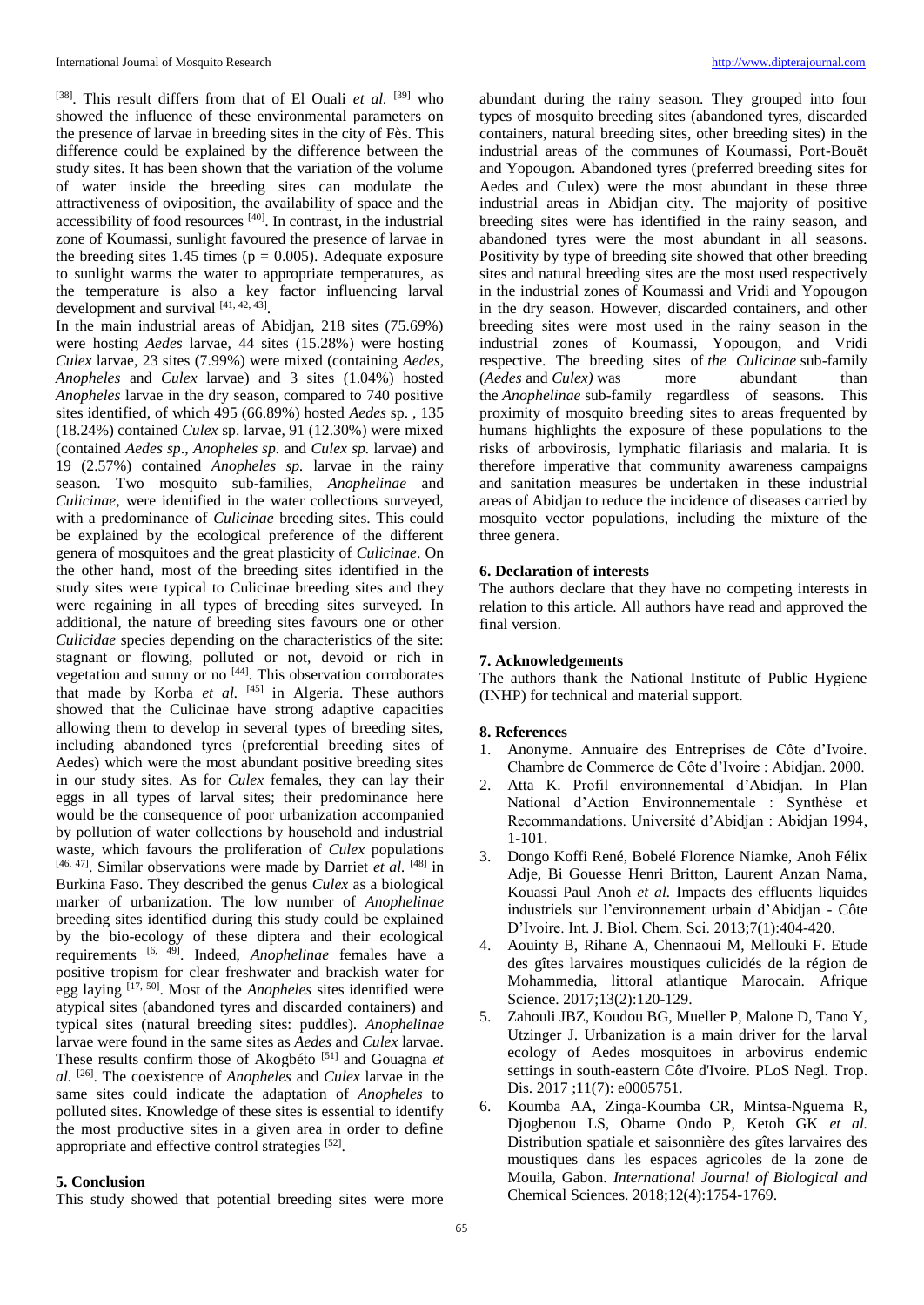[38]. This result differs from that of El Ouali *et al.* [39] who showed the influence of these environmental parameters on the presence of larvae in breeding sites in the city of Fès. This difference could be explained by the difference between the study sites. It has been shown that the variation of the volume of water inside the breeding sites can modulate the attractiveness of oviposition, the availability of space and the accessibility of food resources [40]. In contrast, in the industrial zone of Koumassi, sunlight favoured the presence of larvae in the breeding sites 1.45 times ($p = 0.005$). Adequate exposure to sunlight warms the water to appropriate temperatures, as the temperature is also a key factor influencing larval development and survival [41, 42, 43].

In the main industrial areas of Abidjan, 218 sites (75.69%) were hosting *Aedes* larvae, 44 sites (15.28%) were hosting *Culex* larvae, 23 sites (7.99%) were mixed (containing *Aedes*, *Anopheles* and *Culex* larvae) and 3 sites (1.04%) hosted *Anopheles* larvae in the dry season, compared to 740 positive sites identified, of which 495 (66.89%) hosted *Aedes* sp. , 135 (18.24%) contained *Culex* sp. larvae, 91 (12.30%) were mixed (contained *Aedes sp*., *Anopheles sp.* and *Culex sp.* larvae) and 19 (2.57%) contained *Anopheles sp.* larvae in the rainy season. Two mosquito sub-families, *Anophelinae* and *Culicinae*, were identified in the water collections surveyed, with a predominance of *Culicinae* breeding sites. This could be explained by the ecological preference of the different genera of mosquitoes and the great plasticity of *Culicinae*. On the other hand, most of the breeding sites identified in the study sites were typical to Culicinae breeding sites and they were regaining in all types of breeding sites surveyed. In additional, the nature of breeding sites favours one or other *Culicidae* species depending on the characteristics of the site: stagnant or flowing, polluted or not, devoid or rich in vegetation and sunny or no [44]. This observation corroborates that made by Korba *et al.* [45] in Algeria. These authors showed that the Culicinae have strong adaptive capacities allowing them to develop in several types of breeding sites, including abandoned tyres (preferential breeding sites of Aedes) which were the most abundant positive breeding sites in our study sites. As for *Culex* females, they can lay their eggs in all types of larval sites; their predominance here would be the consequence of poor urbanization accompanied by pollution of water collections by household and industrial waste, which favours the proliferation of *Culex* populations [46, 47]. Similar observations were made by Darriet *et al.* [48] in Burkina Faso. They described the genus *Culex* as a biological marker of urbanization. The low number of *Anophelinae* breeding sites identified during this study could be explained by the bio-ecology of these diptera and their ecological requirements [6, 49]. Indeed, *Anophelinae* females have a positive tropism for clear freshwater and brackish water for egg laying [17, 50]. Most of the *Anopheles* sites identified were atypical sites (abandoned tyres and discarded containers) and typical sites (natural breeding sites: puddles). *Anophelinae* larvae were found in the same sites as *Aedes* and *Culex* larvae. These results confirm those of Akogbéto [51] and Gouagna *et al.* [26]. The coexistence of *Anopheles* and *Culex* larvae in the same sites could indicate the adaptation of *Anopheles* to polluted sites. Knowledge of these sites is essential to identify the most productive sites in a given area in order to define appropriate and effective control strategies [52].

## 5. Conclusion

This study showed that potential breeding sites were more abundant during the rainy season. They grouped into four types of mosquito breeding sites (abandoned tyres, discarded containers, natural breeding sites, other breeding sites) in the industrial areas of the communes of Koumassi, Port-Bouët and Yopougon. Abandoned tyres (preferred breeding sites for Aedes and Culex) were the most abundant in these three industrial areas in Abidjan city. The majority of positive breeding sites were has identified in the rainy season, and abandoned tyres were the most abundant in all seasons. Positivity by type of breeding site showed that other breeding sites and natural breeding sites are the most used respectively in the industrial zones of Koumassi and Vridi and Yopougon in the dry season. However, discarded containers, and other breeding sites were most used in the rainy season in the industrial zones of Koumassi, Yopougon, and Vridi respective. The breeding sites of *the Culicinae* sub-family (*Aedes* and *Culex)* was more abundant than the *Anophelinae* sub-family regardless of seasons. This proximity of mosquito breeding sites to areas frequented by humans highlights the exposure of these populations to the risks of arbovirosis, lymphatic filariasis and malaria. It is therefore imperative that community awareness campaigns and sanitation measures be undertaken in these industrial areas of Abidjan to reduce the incidence of diseases carried by mosquito vector populations, including the mixture of the three genera.

## 6. Declaration of interests

The authors declare that they have no competing interests in relation to this article. All authors have read and approved the final version.

## 7. Acknowledgements

The authors thank the National Institute of Public Hygiene (INHP) for technical and material support.

## 8. References

1. Anonyme. Annuaire des Entreprises de Côte d'Ivoire. Chambre de Commerce de Côte d'Ivoire : Abidjan. 2000.
2. Atta K. Profil environnemental d'Abidjan. In Plan National d'Action Environnementale : Synthèse et Recommandations. Université d'Abidjan : Abidjan 1994, 1-101.
3. Dongo Koffi René, Bobelé Florence Niamke, Anoh Félix Adje, Bi Gouesse Henri Britton, Laurent Anzan Nama, Kouassi Paul Anoh *et al.* Impacts des effluents liquides industriels sur l'environnement urbain d'Abidjan - Côte D'Ivoire. Int. J. Biol. Chem. Sci. 2013;7(1):404-420.
4. Aouinty B, Rihane A, Chennaoui M, Mellouki F. Etude des gîtes larvaires moustiques culicidés de la région de Mohammedia, littoral atlantique Marocain. Afrique Science. 2017;13(2):120-129.
5. Zahouli JBZ, Koudou BG, Mueller P, Malone D, Tano Y, Utzinger J. Urbanization is a main driver for the larval ecology of Aedes mosquitoes in arbovirus endemic settings in south-eastern Côte d'Ivoire. PLoS Negl. Trop. Dis. 2017 ;11(7): e0005751.
6. Koumba AA, Zinga-Koumba CR, Mintsa-Nguema R, Djogbenou LS, Obame Ondo P, Ketoh GK *et al.* Distribution spatiale et saisonnière des gîtes larvaires des moustiques dans les espaces agricoles de la zone de Mouila, Gabon. *International Journal of Biological and* Chemical Sciences. 2018;12(4):1754-1769.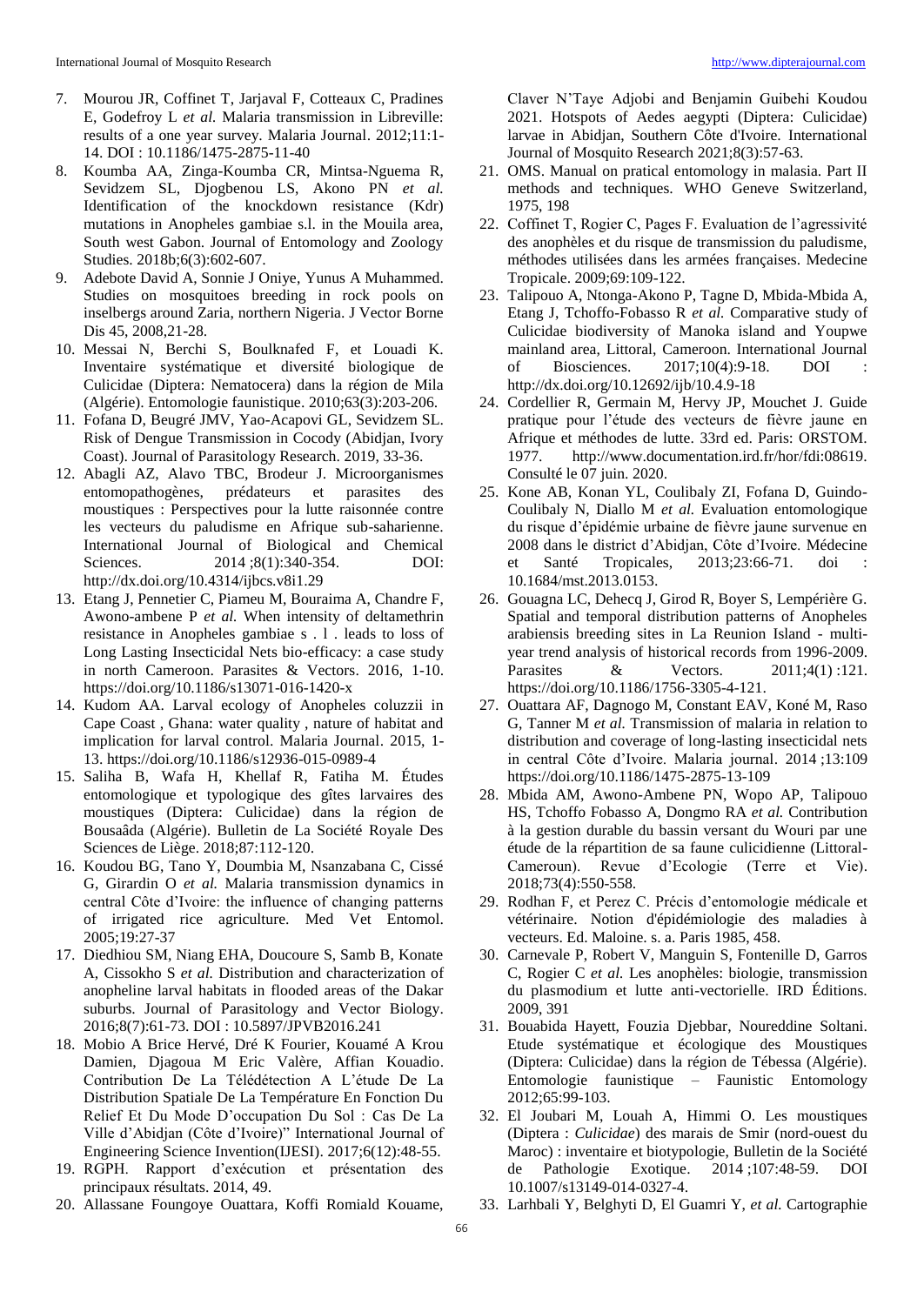7. Mourou JR, Coffinet T, Jarjaval F, Cotteaux C, Pradines E, Godefroy L *et al.* Malaria transmission in Libreville: results of a one year survey. Malaria Journal. 2012;11:1-14. DOI : 10.1186/1475-2875-11-40
8. Koumba AA, Zinga-Koumba CR, Mintsa-Nguema R, Sevidzem SL, Djogbenou LS, Akono PN *et al.* Identification of the knockdown resistance (Kdr) mutations in Anopheles gambiae s.l. in the Mouila area, South west Gabon. Journal of Entomology and Zoology Studies. 2018b;6(3):602-607.
9. Adebote David A, Sonnie J Oniye, Yunus A Muhammed. Studies on mosquitoes breeding in rock pools on inselbergs around Zaria, northern Nigeria. J Vector Borne Dis 45, 2008,21-28.
10. Messai N, Berchi S, Boulknafed F, et Louadi K. Inventaire systématique et diversité biologique de Culicidae (Diptera: Nematocera) dans la région de Mila (Algérie). Entomologie faunistique. 2010;63(3):203-206.
11. Fofana D, Beugré JMV, Yao-Acapovi GL, Sevidzem SL. Risk of Dengue Transmission in Cocody (Abidjan, Ivory Coast). Journal of Parasitology Research. 2019, 33-36.
12. Abagli AZ, Alavo TBC, Brodeur J. Microorganismes entomopathogènes, prédateurs et parasites des moustiques : Perspectives pour la lutte raisonnée contre les vecteurs du paludisme en Afrique sub-saharienne. International Journal of Biological and Chemical Sciences. 2014 ;8(1):340-354. DOI: http://dx.doi.org/10.4314/ijbcs.v8i1.29
13. Etang J, Pennetier C, Piameu M, Bouraima A, Chandre F, Awono-ambene P *et al.* When intensity of deltamethrin resistance in Anopheles gambiae s . l . leads to loss of Long Lasting Insecticidal Nets bio-efficacy: a case study in north Cameroon. Parasites & Vectors. 2016, 1-10. https://doi.org/10.1186/s13071-016-1420-x
14. Kudom AA. Larval ecology of Anopheles coluzzii in Cape Coast , Ghana: water quality , nature of habitat and implication for larval control. Malaria Journal. 2015, 1-13. https://doi.org/10.1186/s12936-015-0989-4
15. Saliha B, Wafa H, Khellaf R, Fatiha M. Études entomologique et typologique des gîtes larvaires des moustiques (Diptera: Culicidae) dans la région de Bousaâda (Algérie). Bulletin de La Société Royale Des Sciences de Liège. 2018;87:112-120.
16. Koudou BG, Tano Y, Doumbia M, Nsanzabana C, Cissé G, Girardin O *et al.* Malaria transmission dynamics in central Côte d'Ivoire: the influence of changing patterns of irrigated rice agriculture. Med Vet Entomol. 2005;19:27-37
17. Diedhiou SM, Niang EHA, Doucoure S, Samb B, Konate A, Cissokho S *et al.* Distribution and characterization of anopheline larval habitats in flooded areas of the Dakar suburbs. Journal of Parasitology and Vector Biology. 2016;8(7):61-73. DOI : 10.5897/JPVB2016.241
18. Mobio A Brice Hervé, Dré K Fourier, Kouamé A Krou Damien, Djagoua M Eric Valère, Affian Kouadio. Contribution De La Télédétection A L'étude De La Distribution Spatiale De La Température En Fonction Du Relief Et Du Mode D'occupation Du Sol : Cas De La Ville d'Abidjan (Côte d'Ivoire)" International Journal of Engineering Science Invention(IJESI). 2017;6(12):48-55.
19. RGPH. Rapport d'exécution et présentation des principaux résultats. 2014, 49.
20. Allassane Foungoye Ouattara, Koffi Romiald Kouame, Claver N'Taye Adjobi and Benjamin Guibehi Koudou 2021. Hotspots of Aedes aegypti (Diptera: Culicidae) larvae in Abidjan, Southern Côte d'Ivoire. International Journal of Mosquito Research 2021;8(3):57-63.
21. OMS. Manual on pratical entomology in malasia. Part II methods and techniques. WHO Geneve Switzerland, 1975, 198
22. Coffinet T, Rogier C, Pages F. Evaluation de l'agressivité des anophèles et du risque de transmission du paludisme, méthodes utilisées dans les armées françaises. Medecine Tropicale. 2009;69:109-122.
23. Talipouo A, Ntonga-Akono P, Tagne D, Mbida-Mbida A, Etang J, Tchoffo-Fobasso R *et al.* Comparative study of Culicidae biodiversity of Manoka island and Youpwe mainland area, Littoral, Cameroon. International Journal of Biosciences. 2017;10(4):9-18. DOI : http://dx.doi.org/10.12692/ijb/10.4.9-18
24. Cordellier R, Germain M, Hervy JP, Mouchet J. Guide pratique pour l'étude des vecteurs de fièvre jaune en Afrique et méthodes de lutte. 33rd ed. Paris: ORSTOM. 1977. http://www.documentation.ird.fr/hor/fdi:08619. Consulté le 07 juin. 2020.
25. Kone AB, Konan YL, Coulibaly ZI, Fofana D, Guindo-Coulibaly N, Diallo M *et al.* Evaluation entomologique du risque d'épidémie urbaine de fièvre jaune survenue en 2008 dans le district d'Abidjan, Côte d'Ivoire. Médecine et Santé Tropicales, 2013;23:66-71. doi : 10.1684/mst.2013.0153.
26. Gouagna LC, Dehecq J, Girod R, Boyer S, Lempérière G. Spatial and temporal distribution patterns of Anopheles arabiensis breeding sites in La Reunion Island - multi-year trend analysis of historical records from 1996-2009. Parasites & Vectors. 2011;4(1) :121. https://doi.org/10.1186/1756-3305-4-121.
27. Ouattara AF, Dagnogo M, Constant EAV, Koné M, Raso G, Tanner M *et al.* Transmission of malaria in relation to distribution and coverage of long-lasting insecticidal nets in central Côte d'Ivoire. Malaria journal. 2014 ;13:109 https://doi.org/10.1186/1475-2875-13-109
28. Mbida AM, Awono-Ambene PN, Wopo AP, Talipouo HS, Tchoffo Fobasso A, Dongmo RA *et al.* Contribution à la gestion durable du bassin versant du Wouri par une étude de la répartition de sa faune culicidienne (Littoral-Cameroun). Revue d'Ecologie (Terre et Vie). 2018;73(4):550-558.
29. Rodhan F, et Perez C. Précis d'entomologie médicale et vétérinaire. Notion d'épidémiologie des maladies à vecteurs. Ed. Maloine. s. a. Paris 1985, 458.
30. Carnevale P, Robert V, Manguin S, Fontenille D, Garros C, Rogier C *et al.* Les anophèles: biologie, transmission du plasmodium et lutte anti-vectorielle. IRD Éditions. 2009, 391
31. Bouabida Hayett, Fouzia Djebbar, Noureddine Soltani. Etude systématique et écologique des Moustiques (Diptera: Culicidae) dans la région de Tébessa (Algérie). Entomologie faunistique – Faunistic Entomology 2012;65:99-103.
32. El Joubari M, Louah A, Himmi O. Les moustiques (Diptera : *Culicidae*) des marais de Smir (nord-ouest du Maroc) : inventaire et biotypologie, Bulletin de la Société de Pathologie Exotique. 2014 ;107:48-59. DOI 10.1007/s13149-014-0327-4.
33. Larhbali Y, Belghyti D, El Guamri Y, *et al.* Cartographie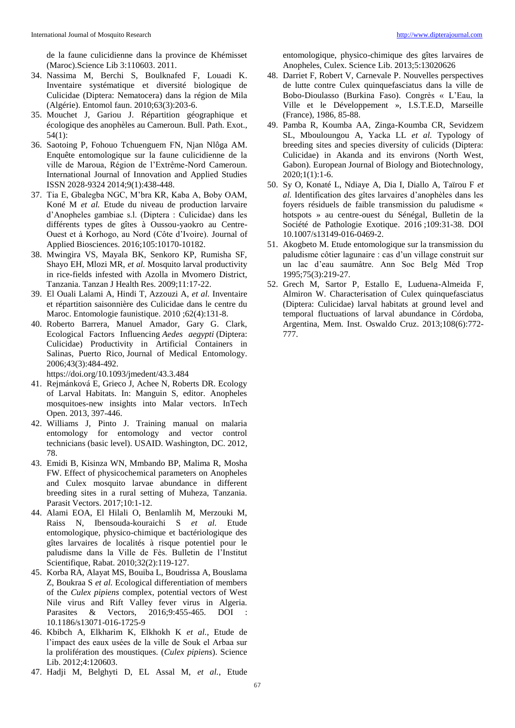de la faune culicidienne dans la province de Khémisset (Maroc).Science Lib 3:110603. 2011.

34. Nassima M, Berchi S, Boulknafed F, Louadi K. Inventaire systématique et diversité biologique de Culicidae (Diptera: Nematocera) dans la région de Mila (Algérie). Entomol faun. 2010;63(3):203-6.
35. Mouchet J, Gariou J. Répartition géographique et écologique des anophèles au Cameroun. Bull. Path. Exot., 54(1):
36. Saotoing P, Fohouo Tchuenguem FN, Njan Nlôga AM. Enquête entomologique sur la faune culicidienne de la ville de Maroua, Région de l'Extrême-Nord Cameroun. International Journal of Innovation and Applied Studies ISSN 2028-9324 2014;9(1):438-448.
37. Tia E, Gbalegba NGC, M'bra KR, Kaba A, Boby OAM, Koné M *et al.* Etude du niveau de production larvaire d'Anopheles gambiae s.l. (Diptera : Culicidae) dans les différents types de gîtes à Oussou-yaokro au Centre-Ouest et à Korhogo, au Nord (Côte d'Ivoire). Journal of Applied Biosciences. 2016;105:10170-10182.
38. Mwingira VS, Mayala BK, Senkoro KP, Rumisha SF, Shayo EH, Mlozi MR, *et al.* Mosquito larval productivity in rice-fields infested with Azolla in Mvomero District, Tanzania. Tanzan J Health Res. 2009;11:17-22.
39. El Ouali Lalami A, Hindi T, Azzouzi A, *et al.* Inventaire et répartition saisonnière des Culicidae dans le centre du Maroc. Entomologie faunistique. 2010 ;62(4):131-8.
40. Roberto Barrera, Manuel Amador, Gary G. Clark, Ecological Factors Influencing *Aedes aegypti* (Diptera: Culicidae) Productivity in Artificial Containers in Salinas, Puerto Rico, Journal of Medical Entomology. 2006;43(3):484-492. https://doi.org/10.1093/jmedent/43.3.484
41. Rejmánková E, Grieco J, Achee N, Roberts DR. Ecology of Larval Habitats. In: Manguin S, editor. Anopheles mosquitoes-new insights into Malar vectors. InTech Open. 2013, 397-446.
42. Williams J, Pinto J. Training manual on malaria entomology for entomology and vector control technicians (basic level). USAID. Washington, DC. 2012, 78.
43. Emidi B, Kisinza WN, Mmbando BP, Malima R, Mosha FW. Effect of physicochemical parameters on Anopheles and Culex mosquito larvae abundance in different breeding sites in a rural setting of Muheza, Tanzania. Parasit Vectors. 2017;10:1-12.
44. Alami EOA, El Hilali O, Benlamlih M, Merzouki M, Raiss N, Ibensouda-kouraichi S *et al.* Etude entomologique, physico-chimique et bactériologique des gîtes larvaires de localités à risque potentiel pour le paludisme dans la Ville de Fès. Bulletin de l'Institut Scientifique, Rabat. 2010;32(2):119-127.
45. Korba RA, Alayat MS, Bouiba L, Boudrissa A, Bouslama Z, Boukraa S *et al.* Ecological differentiation of members of the *Culex pipiens* complex, potential vectors of West Nile virus and Rift Valley fever virus in Algeria. Parasites & Vectors, 2016;9:455-465. DOI : 10.1186/s13071-016-1725-9
46. Kbibch A, Elkharim K, Elkhokh K *et al.*, Etude de l'impact des eaux usées de la ville de Souk el Arbaa sur la prolifération des moustiques. (*Culex pipiens*). Science Lib. 2012;4:120603.
47. Hadji M, Belghyti D, EL Assal M, *et al.*, Etude entomologique, physico-chimique des gîtes larvaires de Anopheles, Culex. Science Lib. 2013;5:13020626
48. Darriet F, Robert V, Carnevale P. Nouvelles perspectives de lutte contre Culex quinquefasciatus dans la ville de Bobo-Dioulasso (Burkina Faso). Congrès « L'Eau, la Ville et le Développement », I.S.T.E.D, Marseille (France), 1986, 85-88.
49. Pamba R, Koumba AA, Zinga-Koumba CR, Sevidzem SL, Mbouloungou A, Yacka LL *et al.* Typology of breeding sites and species diversity of culicids (Diptera: Culicidae) in Akanda and its environs (North West, Gabon). European Journal of Biology and Biotechnology, 2020;1(1):1-6.
50. Sy O, Konaté L, Ndiaye A, Dia I, Diallo A, Taïrou F *et al.* Identification des gîtes larvaires d'anophèles dans les foyers résiduels de faible transmission du paludisme « hotspots » au centre-ouest du Sénégal, Bulletin de la Société de Pathologie Exotique. 2016 ;109:31-38. DOI 10.1007/s13149-016-0469-2.
51. Akogbeto M. Etude entomologique sur la transmission du paludisme côtier lagunaire : cas d'un village construit sur un lac d'eau saumâtre. Ann Soc Belg Méd Trop 1995;75(3):219-27.
52. Grech M, Sartor P, Estallo E, Luduena-Almeida F, Almiron W. Characterisation of Culex quinquefasciatus (Diptera: Culicidae) larval habitats at ground level and temporal fluctuations of larval abundance in Córdoba, Argentina, Mem. Inst. Oswaldo Cruz. 2013;108(6):772-777.